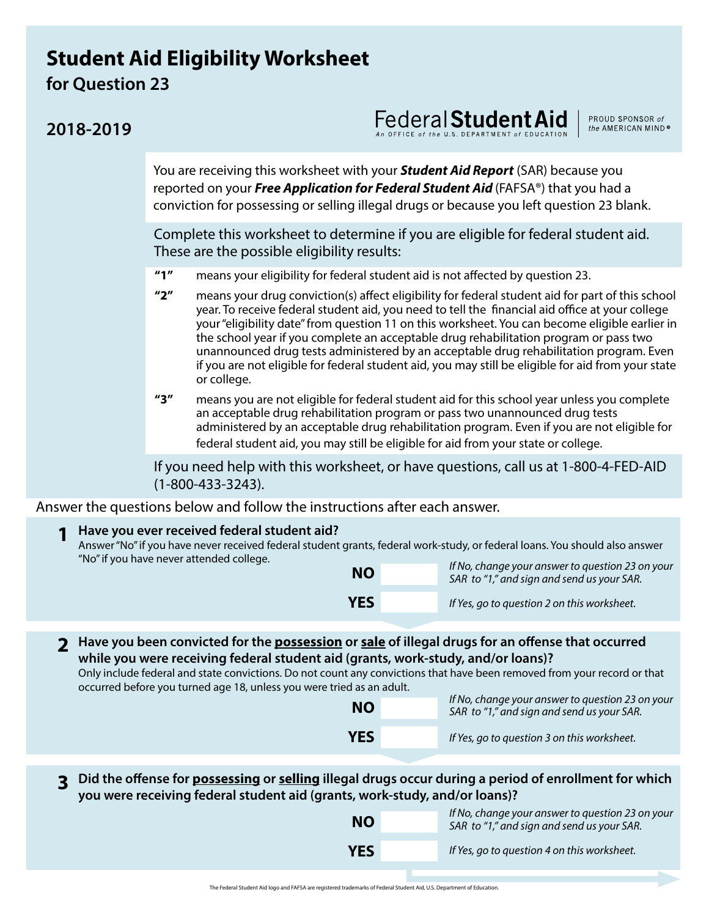# Student Aid Eligibility Worksheet

## for Question 23

## 2018-2019

Federal **Student Aid**
An OFFICE of the U.S. DEPARTMENT of EDUCATION

PROUD SPONSOR of the AMERICAN MIND®

You are receiving this worksheet with your ***Student Aid Report*** (SAR) because you reported on your ***Free Application for Federal Student Aid*** (FAFSA®) that you had a conviction for possessing or selling illegal drugs or because you left question 23 blank.

Complete this worksheet to determine if you are eligible for federal student aid. These are the possible eligibility results:

**"1"** means your eligibility for federal student aid is not affected by question 23.

**"2"** means your drug conviction(s) affect eligibility for federal student aid for part of this school year. To receive federal student aid, you need to tell the financial aid office at your college your "eligibility date" from question 11 on this worksheet. You can become eligible earlier in the school year if you complete an acceptable drug rehabilitation program or pass two unannounced drug tests administered by an acceptable drug rehabilitation program. Even if you are not eligible for federal student aid, you may still be eligible for aid from your state or college.

**"3"** means you are not eligible for federal student aid for this school year unless you complete an acceptable drug rehabilitation program or pass two unannounced drug tests administered by an acceptable drug rehabilitation program. Even if you are not eligible for federal student aid, you may still be eligible for aid from your state or college.

If you need help with this worksheet, or have questions, call us at 1-800-4-FED-AID (1-800-433-3243).

Answer the questions below and follow the instructions after each answer.

**1 Have you ever received federal student aid?**
Answer "No" if you have never received federal student grants, federal work-study, or federal loans. You should also answer "No" if you have never attended college.

**NO** ☐ *If No, change your answer to question 23 on your SAR to "1," and sign and send us your SAR.*

**YES** ☐ *If Yes, go to question 2 on this worksheet.*

**2 Have you been convicted for the <u>possession</u> or <u>sale</u> of illegal drugs for an offense that occurred while you were receiving federal student aid (grants, work-study, and/or loans)?**
Only include federal and state convictions. Do not count any convictions that have been removed from your record or that occurred before you turned age 18, unless you were tried as an adult.

**NO** ☐ *If No, change your answer to question 23 on your SAR to "1," and sign and send us your SAR.*

**YES** ☐ *If Yes, go to question 3 on this worksheet.*

**3 Did the offense for <u>possessing</u> or <u>selling</u> illegal drugs occur during a period of enrollment for which you were receiving federal student aid (grants, work-study, and/or loans)?**

**NO** ☐ *If No, change your answer to question 23 on your SAR to "1," and sign and send us your SAR.*

**YES** ☐ *If Yes, go to question 4 on this worksheet.*

The Federal Student Aid logo and FAFSA are registered trademarks of Federal Student Aid, U.S. Department of Education.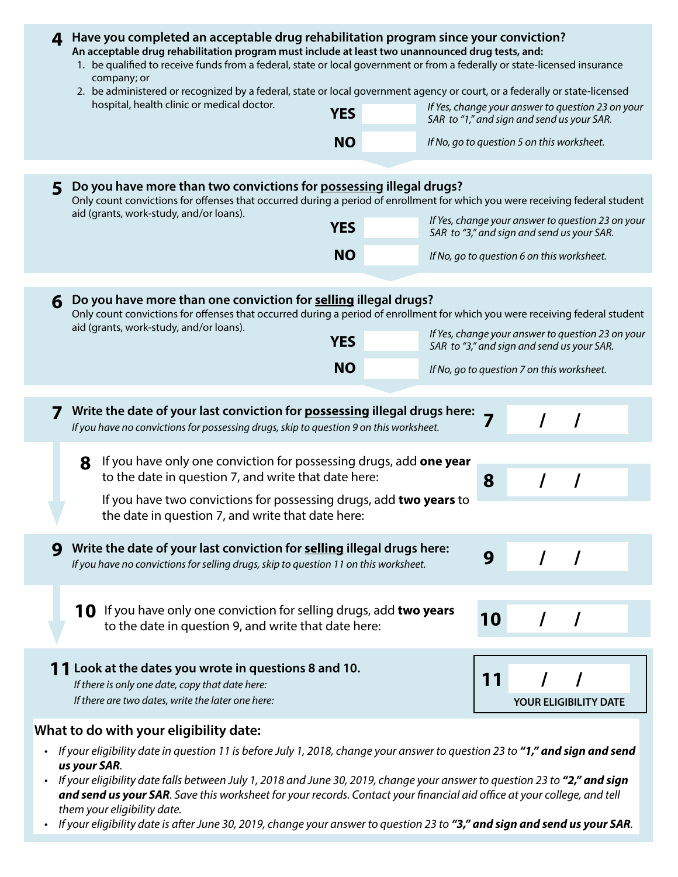**4 Have you completed an acceptable drug rehabilitation program since your conviction?**
**An acceptable drug rehabilitation program must include at least two unannounced drug tests, and:**

1. be qualified to receive funds from a federal, state or local government or from a federally or state-licensed insurance company; or
2. be administered or recognized by a federal, state or local government agency or court, or a federally or state-licensed hospital, health clinic or medical doctor.

**YES** ☐ *If Yes, change your answer to question 23 on your SAR to "1," and sign and send us your SAR.*

**NO** ☐ *If No, go to question 5 on this worksheet.*

**5 Do you have more than two convictions for possessing illegal drugs?**
Only count convictions for offenses that occurred during a period of enrollment for which you were receiving federal student aid (grants, work-study, and/or loans).

**YES** ☐ *If Yes, change your answer to question 23 on your SAR to "3," and sign and send us your SAR.*

**NO** ☐ *If No, go to question 6 on this worksheet.*

**6 Do you have more than one conviction for selling illegal drugs?**
Only count convictions for offenses that occurred during a period of enrollment for which you were receiving federal student aid (grants, work-study, and/or loans).

**YES** ☐ *If Yes, change your answer to question 23 on your SAR to "3," and sign and send us your SAR.*

**NO** ☐ *If No, go to question 7 on this worksheet.*

**7 Write the date of your last conviction for possessing illegal drugs here:**
*If you have no convictions for possessing drugs, skip to question 9 on this worksheet.*

**7** ___ / ___ / ___

**8** If you have only one conviction for possessing drugs, add **one year** to the date in question 7, and write that date here:

If you have two convictions for possessing drugs, add **two years** to the date in question 7, and write that date here:

**8** ___ / ___ / ___

**9 Write the date of your last conviction for selling illegal drugs here:**
*If you have no convictions for selling drugs, skip to question 11 on this worksheet.*

**9** ___ / ___ / ___

**10** If you have only one conviction for selling drugs, add **two years** to the date in question 9, and write that date here:

**10** ___ / ___ / ___

**11 Look at the dates you wrote in questions 8 and 10.**
*If there is only one date, copy that date here:*
*If there are two dates, write the later one here:*

**11** ___ / ___ / ___
**YOUR ELIGIBILITY DATE**

## What to do with your eligibility date:

- *If your eligibility date in question 11 is before July 1, 2018, change your answer to question 23 to **"1," and sign and send us your SAR**.*
- *If your eligibility date falls between July 1, 2018 and June 30, 2019, change your answer to question 23 to **"2," and sign and send us your SAR**. Save this worksheet for your records. Contact your financial aid office at your college, and tell them your eligibility date.*
- *If your eligibility date is after June 30, 2019, change your answer to question 23 to **"3," and sign and send us your SAR**.*